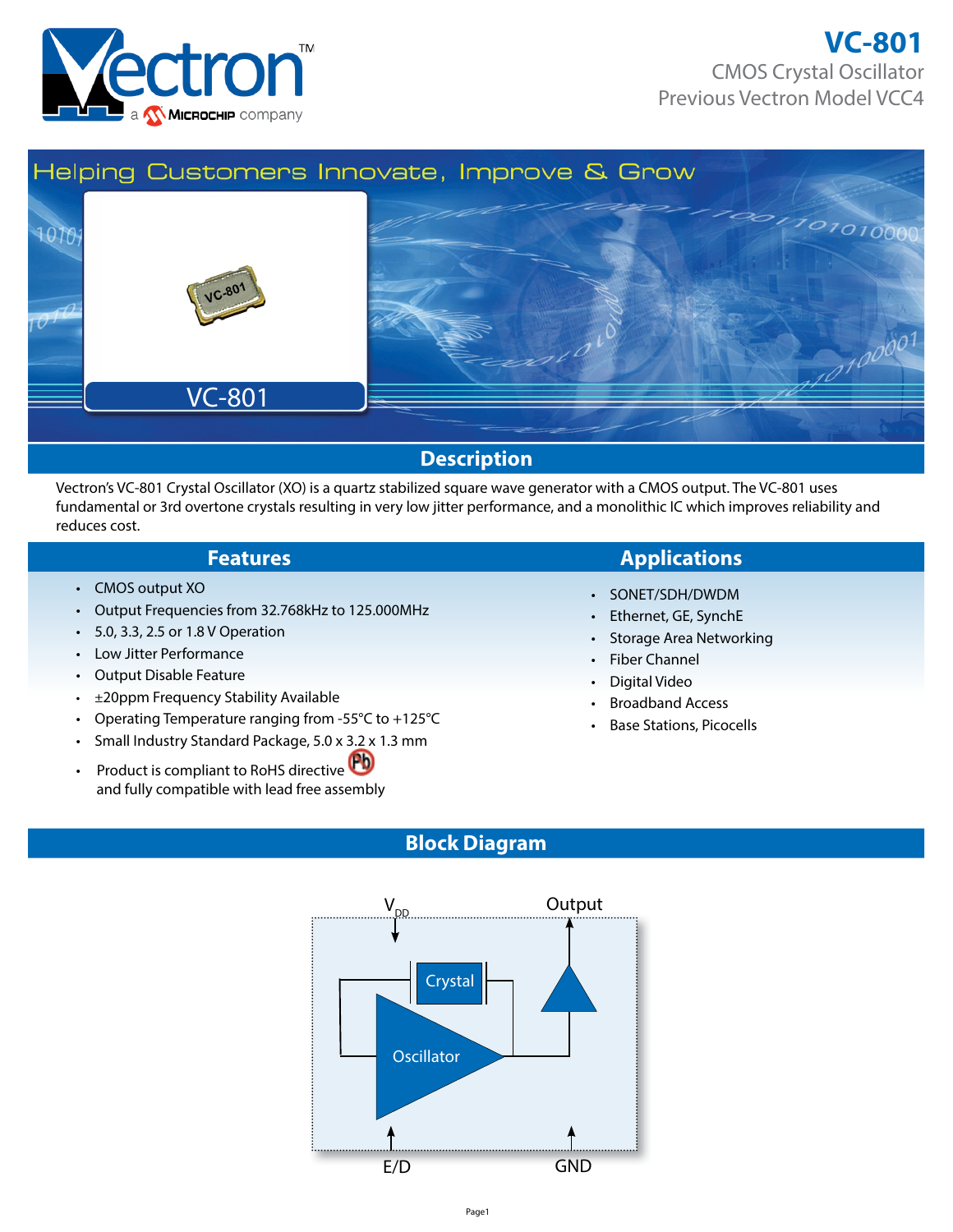# VC-801

CMOS Crystal Oscillator
Previous Vectron Model VCC4

Helping Customers Innovate, Improve & Grow

## Description

Vectron's VC-801 Crystal Oscillator (XO) is a quartz stabilized square wave generator with a CMOS output. The VC-801 uses fundamental or 3rd overtone crystals resulting in very low jitter performance, and a monolithic IC which improves reliability and reduces cost.

## Features

- CMOS output XO
- Output Frequencies from 32.768kHz to 125.000MHz
- 5.0, 3.3, 2.5 or 1.8 V Operation
- Low Jitter Performance
- Output Disable Feature
- ±20ppm Frequency Stability Available
- Operating Temperature ranging from -55°C to +125°C
- Small Industry Standard Package, 5.0 x 3.2 x 1.3 mm
- Product is compliant to RoHS directive and fully compatible with lead free assembly

## Applications

- SONET/SDH/DWDM
- Ethernet, GE, SynchE
- Storage Area Networking
- Fiber Channel
- Digital Video
- Broadband Access
- Base Stations, Picocells

## Block Diagram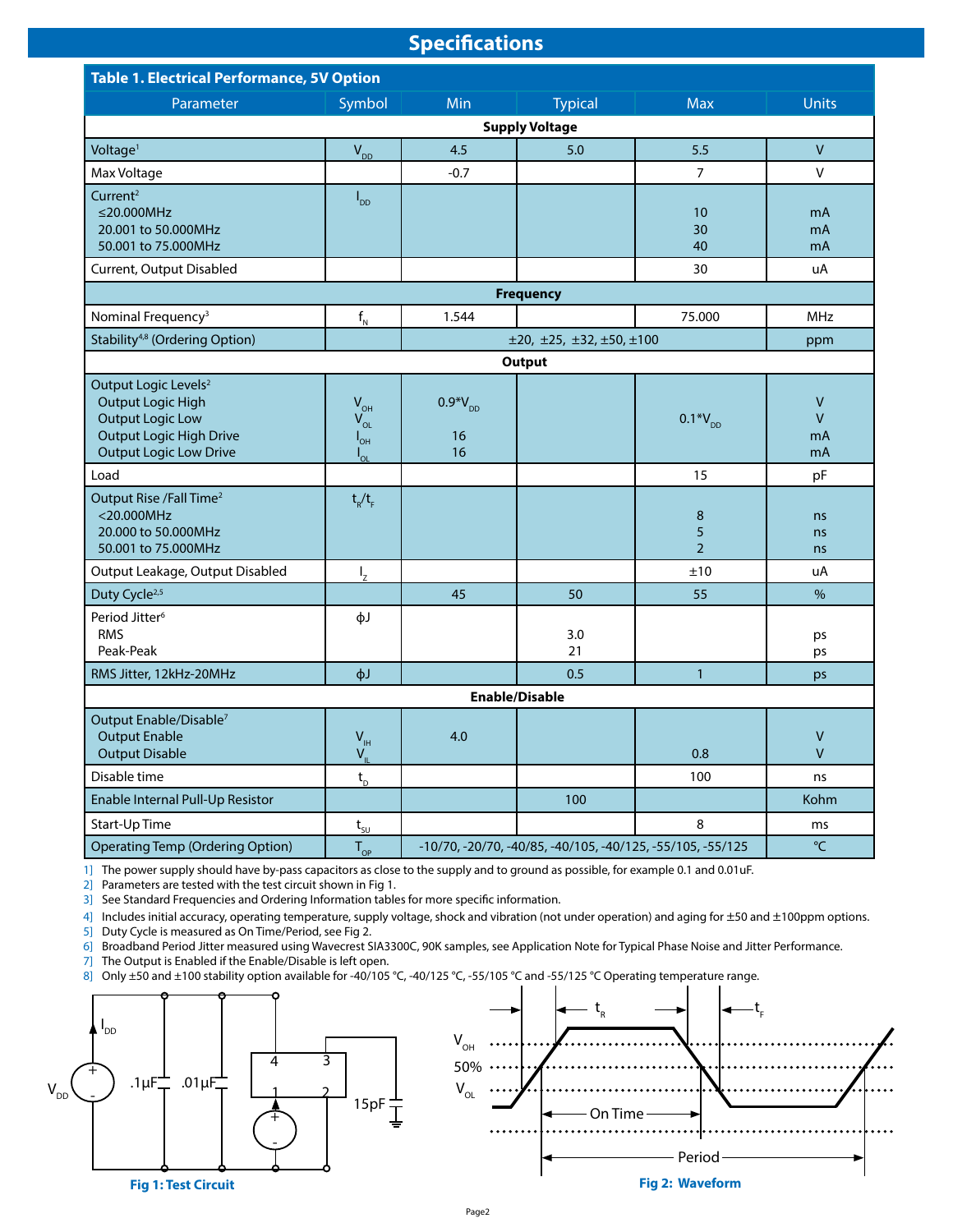# Specifications

**Table 1. Electrical Performance, 5V Option**

| Parameter | Symbol | Min | Typical | Max | Units |
|---|---|---|---|---|---|
| **Supply Voltage** | | | | | |
| Voltage[1] | $V_{DD}$ | 4.5 | 5.0 | 5.5 | V |
| Max Voltage | | -0.7 | | 7 | V |
| Current[2]<br>≤20.000MHz<br>20.001 to 50.000MHz<br>50.001 to 75.000MHz | $I_{DD}$ | | | <br>10<br>30<br>40 | <br>mA<br>mA<br>mA |
| Current, Output Disabled | | | | 30 | uA |
| **Frequency** | | | | | |
| Nominal Frequency[3] | $f_N$ | 1.544 | | 75.000 | MHz |
| Stability[4,8] (Ordering Option) | | ±20, ±25, ±32, ±50, ±100 | | | ppm |
| **Output** | | | | | |
| Output Logic Levels[2]<br>Output Logic High<br>Output Logic Low<br>Output Logic High Drive<br>Output Logic Low Drive | <br>$V_{OH}$<br>$V_{OL}$<br>$I_{OH}$<br>$I_{OL}$ | <br>0.9*$V_{DD}$<br><br>16<br>16 | | <br><br>0.1*$V_{DD}$<br><br> | <br>V<br>V<br>mA<br>mA |
| Load | | | | 15 | pF |
| Output Rise /Fall Time[2]<br><20.000MHz<br>20.000 to 50.000MHz<br>50.001 to 75.000MHz | $t_R/t_F$ | | | <br>8<br>5<br>2 | <br>ns<br>ns<br>ns |
| Output Leakage, Output Disabled | $I_Z$ | | | ±10 | uA |
| Duty Cycle[2,5] | | 45 | 50 | 55 | % |
| Period Jitter[6]<br>RMS<br>Peak-Peak | ϕJ | | <br>3.0<br>21 | | <br>ps<br>ps |
| RMS Jitter, 12kHz-20MHz | ϕJ | | 0.5 | 1 | ps |
| **Enable/Disable** | | | | | |
| Output Enable/Disable[7]<br>Output Enable<br>Output Disable | <br>$V_{IH}$<br>$V_{IL}$ | <br>4.0<br> | | <br><br>0.8 | <br>V<br>V |
| Disable time | $t_D$ | | | 100 | ns |
| Enable Internal Pull-Up Resistor | | | 100 | | Kohm |
| Start-Up Time | $t_{SU}$ | | | 8 | ms |
| Operating Temp (Ordering Option) | $T_{OP}$ | -10/70, -20/70, -40/85, -40/105, -40/125, -55/105, -55/125 | | | °C |

1] The power supply should have by-pass capacitors as close to the supply and to ground as possible, for example 0.1 and 0.01uF.
2] Parameters are tested with the test circuit shown in Fig 1.
3] See Standard Frequencies and Ordering Information tables for more specific information.
4] Includes initial accuracy, operating temperature, supply voltage, shock and vibration (not under operation) and aging for ±50 and ±100ppm options.
5] Duty Cycle is measured as On Time/Period, see Fig 2.
6] Broadband Period Jitter measured using Wavecrest SIA3300C, 90K samples, see Application Note for Typical Phase Noise and Jitter Performance.
7] The Output is Enabled if the Enable/Disable is left open.
8] Only ±50 and ±100 stability option available for -40/105 °C, -40/125 °C, -55/105 °C and -55/125 °C Operating temperature range.

**Fig 1: Test Circuit**

**Fig 2: Waveform**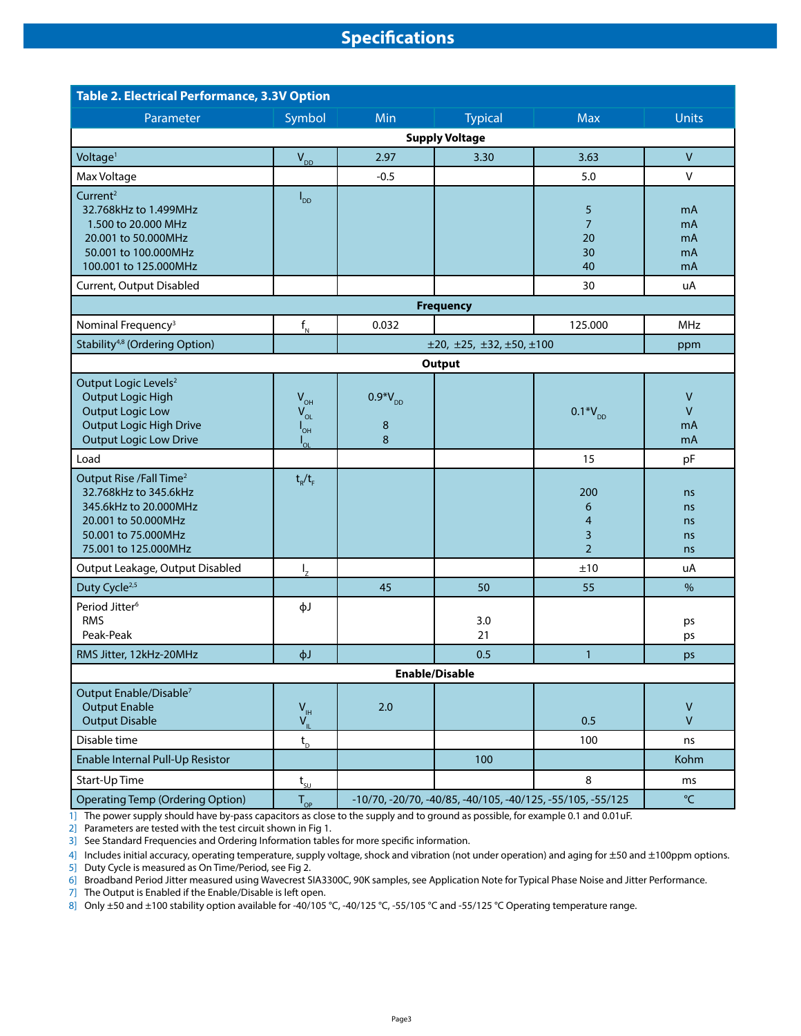## Specifications

**Table 2. Electrical Performance, 3.3V Option**

| Parameter | Symbol | Min | Typical | Max | Units |
|---|---|---|---|---|---|
| **Supply Voltage** | | | | | |
| Voltage[1] | $V_{DD}$ | 2.97 | 3.30 | 3.63 | V |
| Max Voltage | | -0.5 | | 5.0 | V |
| Current[2]<br>32.768kHz to 1.499MHz<br>1.500 to 20.000 MHz<br>20.001 to 50.000MHz<br>50.001 to 100.000MHz<br>100.001 to 125.000MHz | $I_{DD}$ | | | <br>5<br>7<br>20<br>30<br>40 | <br>mA<br>mA<br>mA<br>mA<br>mA |
| Current, Output Disabled | | | | 30 | uA |
| **Frequency** | | | | | |
| Nominal Frequency[3] | $f_N$ | 0.032 | | 125.000 | MHz |
| Stability[4,8] (Ordering Option) | | ±20, ±25, ±32, ±50, ±100 | | | ppm |
| **Output** | | | | | |
| Output Logic Levels[2]<br>Output Logic High<br>Output Logic Low<br>Output Logic High Drive<br>Output Logic Low Drive | <br>$V_{OH}$<br>$V_{OL}$<br>$I_{OH}$<br>$I_{OL}$ | <br>$0.9*V_{DD}$<br><br>8<br>8 | | <br><br>$0.1*V_{DD}$ | <br>V<br>V<br>mA<br>mA |
| Load | | | | 15 | pF |
| Output Rise /Fall Time[2]<br>32.768kHz to 345.6kHz<br>345.6kHz to 20.000MHz<br>20.001 to 50.000MHz<br>50.001 to 75.000MHz<br>75.001 to 125.000MHz | $t_R/t_F$ | | | <br>200<br>6<br>4<br>3<br>2 | <br>ns<br>ns<br>ns<br>ns<br>ns |
| Output Leakage, Output Disabled | $I_Z$ | | | ±10 | uA |
| Duty Cycle[2,5] | | 45 | 50 | 55 | % |
| Period Jitter[6]<br>RMS<br>Peak-Peak | ϕJ | | <br>3.0<br>21 | | <br>ps<br>ps |
| RMS Jitter, 12kHz-20MHz | ϕJ | | 0.5 | 1 | ps |
| **Enable/Disable** | | | | | |
| Output Enable/Disable[7]<br>Output Enable<br>Output Disable | <br>$V_{IH}$<br>$V_{IL}$ | <br>2.0 | | <br><br>0.5 | <br>V<br>V |
| Disable time | $t_D$ | | | 100 | ns |
| Enable Internal Pull-Up Resistor | | | 100 | | Kohm |
| Start-Up Time | $t_{SU}$ | | | 8 | ms |
| Operating Temp (Ordering Option) | $T_{OP}$ | -10/70, -20/70, -40/85, -40/105, -40/125, -55/105, -55/125 | | | °C |

1] The power supply should have by-pass capacitors as close to the supply and to ground as possible, for example 0.1 and 0.01uF.
2] Parameters are tested with the test circuit shown in Fig 1.
3] See Standard Frequencies and Ordering Information tables for more specific information.
4] Includes initial accuracy, operating temperature, supply voltage, shock and vibration (not under operation) and aging for ±50 and ±100ppm options.
5] Duty Cycle is measured as On Time/Period, see Fig 2.
6] Broadband Period Jitter measured using Wavecrest SIA3300C, 90K samples, see Application Note for Typical Phase Noise and Jitter Performance.
7] The Output is Enabled if the Enable/Disable is left open.
8] Only ±50 and ±100 stability option available for -40/105 °C, -40/125 °C, -55/105 °C and -55/125 °C Operating temperature range.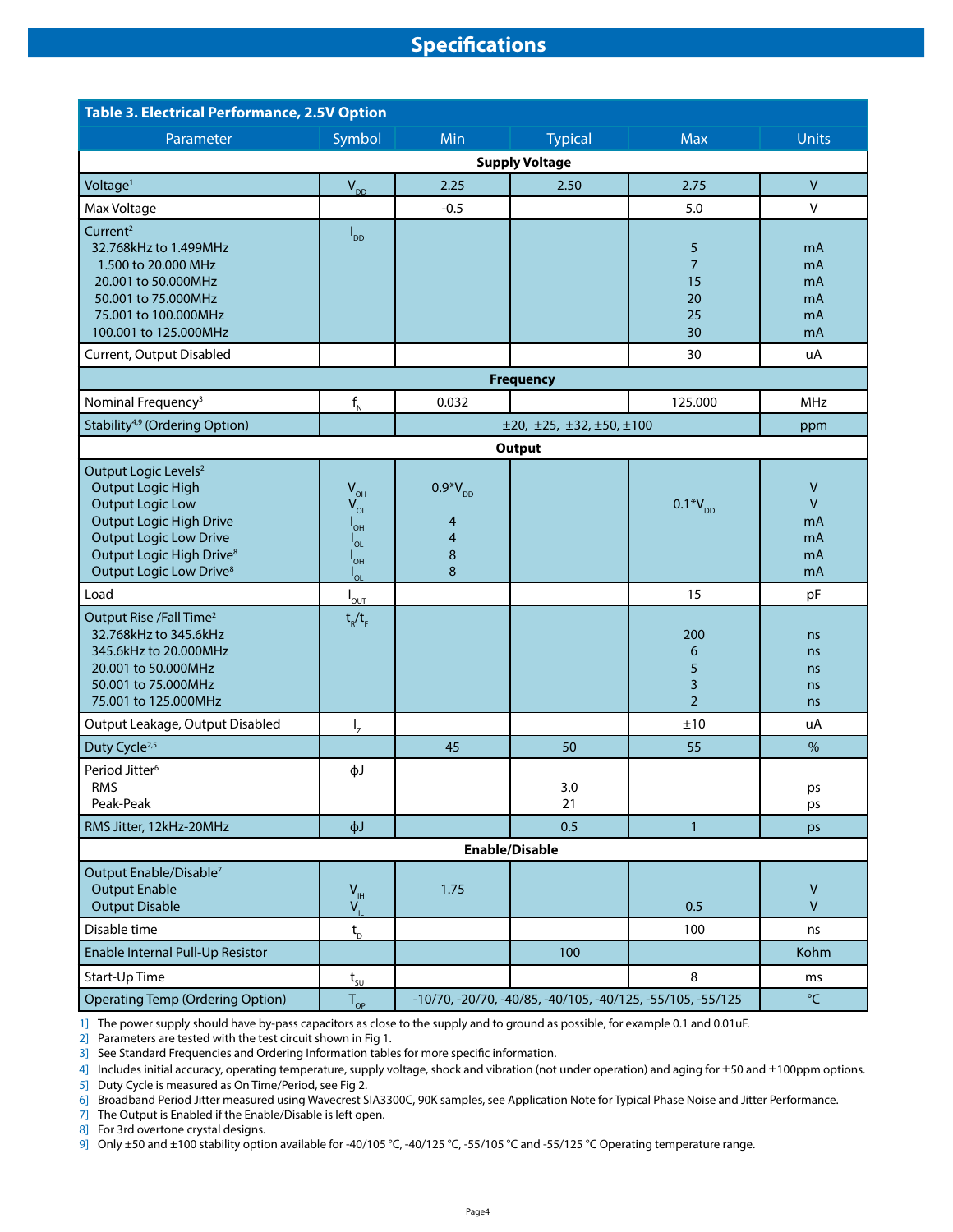# Specifications

**Table 3. Electrical Performance, 2.5V Option**

| Parameter | Symbol | Min | Typical | Max | Units |
|---|---|---|---|---|---|
| **Supply Voltage** | | | | | |
| Voltage[1] | $V_{DD}$ | 2.25 | 2.50 | 2.75 | V |
| Max Voltage | | -0.5 | | 5.0 | V |
| Current[2]<br>32.768kHz to 1.499MHz<br>1.500 to 20.000 MHz<br>20.001 to 50.000MHz<br>50.001 to 75.000MHz<br>75.001 to 100.000MHz<br>100.001 to 125.000MHz | $I_{DD}$ | | | <br>5<br>7<br>15<br>20<br>25<br>30 | <br>mA<br>mA<br>mA<br>mA<br>mA<br>mA |
| Current, Output Disabled | | | | 30 | uA |
| **Frequency** | | | | | |
| Nominal Frequency[3] | $f_N$ | 0.032 | | 125.000 | MHz |
| Stability[4,9] (Ordering Option) | | ±20, ±25, ±32, ±50, ±100 | | | ppm |
| **Output** | | | | | |
| Output Logic Levels[2]<br>Output Logic High<br>Output Logic Low<br>Output Logic High Drive<br>Output Logic Low Drive<br>Output Logic High Drive[8]<br>Output Logic Low Drive[8] | <br>$V_{OH}$<br>$V_{OL}$<br>$I_{OH}$<br>$I_{OL}$<br>$I_{OH}$<br>$I_{OL}$ | <br>$0.9{*}V_{DD}$<br><br>4<br>4<br>8<br>8 | | <br><br>$0.1{*}V_{DD}$ | <br>V<br>V<br>mA<br>mA<br>mA<br>mA |
| Load | $I_{OUT}$ | | | 15 | pF |
| Output Rise /Fall Time[2]<br>32.768kHz to 345.6kHz<br>345.6kHz to 20.000MHz<br>20.001 to 50.000MHz<br>50.001 to 75.000MHz<br>75.001 to 125.000MHz | $t_R/t_F$ | | | <br>200<br>6<br>5<br>3<br>2 | <br>ns<br>ns<br>ns<br>ns<br>ns |
| Output Leakage, Output Disabled | $I_Z$ | | | ±10 | uA |
| Duty Cycle[2,5] | | 45 | 50 | 55 | % |
| Period Jitter[6]<br>RMS<br>Peak-Peak | ϕJ | | <br>3.0<br>21 | | <br>ps<br>ps |
| RMS Jitter, 12kHz-20MHz | ϕJ | | 0.5 | 1 | ps |
| **Enable/Disable** | | | | | |
| Output Enable/Disable[7]<br>Output Enable<br>Output Disable | <br>$V_{IH}$<br>$V_{IL}$ | <br>1.75 | | <br><br>0.5 | <br>V<br>V |
| Disable time | $t_D$ | | | 100 | ns |
| Enable Internal Pull-Up Resistor | | | 100 | | Kohm |
| Start-Up Time | $t_{SU}$ | | | 8 | ms |
| Operating Temp (Ordering Option) | $T_{OP}$ | -10/70, -20/70, -40/85, -40/105, -40/125, -55/105, -55/125 | | | °C |

1] The power supply should have by-pass capacitors as close to the supply and to ground as possible, for example 0.1 and 0.01uF.
2] Parameters are tested with the test circuit shown in Fig 1.
3] See Standard Frequencies and Ordering Information tables for more specific information.
4] Includes initial accuracy, operating temperature, supply voltage, shock and vibration (not under operation) and aging for ±50 and ±100ppm options.
5] Duty Cycle is measured as On Time/Period, see Fig 2.
6] Broadband Period Jitter measured using Wavecrest SIA3300C, 90K samples, see Application Note for Typical Phase Noise and Jitter Performance.
7] The Output is Enabled if the Enable/Disable is left open.
8] For 3rd overtone crystal designs.
9] Only ±50 and ±100 stability option available for -40/105 °C, -40/125 °C, -55/105 °C and -55/125 °C Operating temperature range.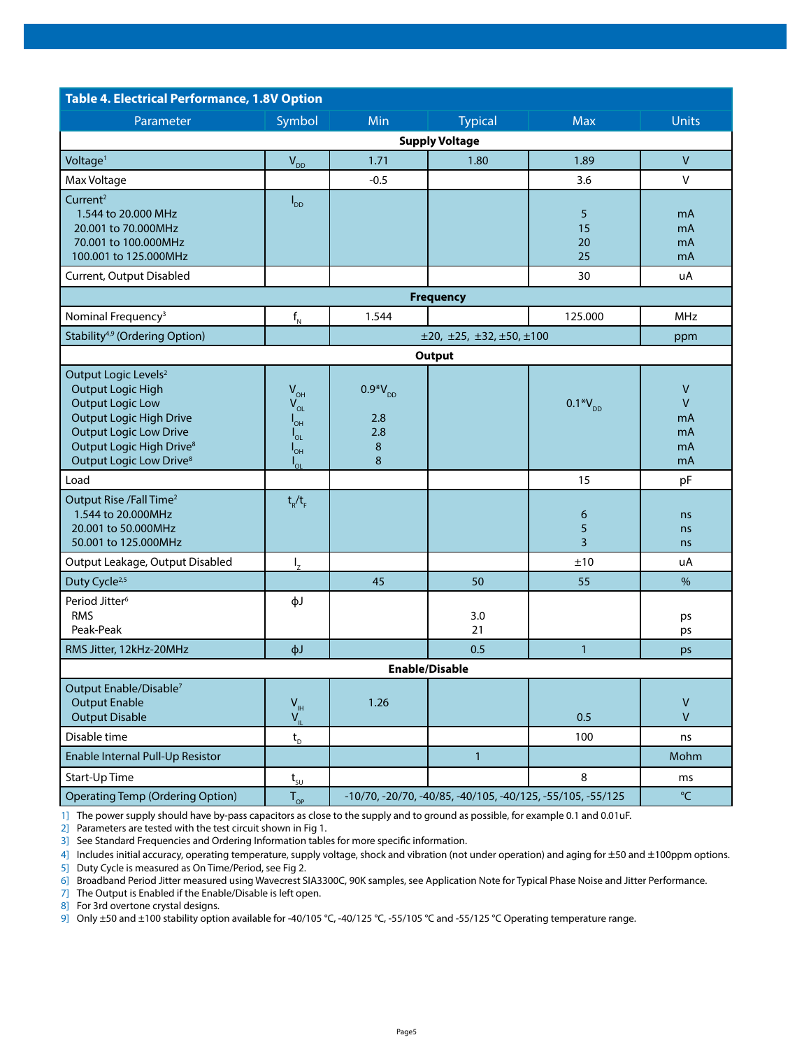| Table 4. Electrical Performance, 1.8V Option | | | | | |
|---|---|---|---|---|---|
| Parameter | Symbol | Min | Typical | Max | Units |
| **Supply Voltage** | | | | | |
| Voltage[1] | $V_{DD}$ | 1.71 | 1.80 | 1.89 | V |
| Max Voltage | | -0.5 | | 3.6 | V |
| Current[2]<br>1.544 to 20.000 MHz<br>20.001 to 70.000MHz<br>70.001 to 100.000MHz<br>100.001 to 125.000MHz | $I_{DD}$ | | | <br>5<br>15<br>20<br>25 | <br>mA<br>mA<br>mA<br>mA |
| Current, Output Disabled | | | | 30 | uA |
| **Frequency** | | | | | |
| Nominal Frequency[3] | $f_N$ | 1.544 | | 125.000 | MHz |
| Stability[4,9] (Ordering Option) | | ±20, ±25, ±32, ±50, ±100 | | | ppm |
| **Output** | | | | | |
| Output Logic Levels[2]<br>Output Logic High<br>Output Logic Low<br>Output Logic High Drive<br>Output Logic Low Drive<br>Output Logic High Drive[8]<br>Output Logic Low Drive[8] | <br>$V_{OH}$<br>$V_{OL}$<br>$I_{OH}$<br>$I_{OL}$<br>$I_{OH}$<br>$I_{OL}$ | <br>$0.9*V_{DD}$<br><br>2.8<br>2.8<br>8<br>8 | | <br><br>$0.1*V_{DD}$ | <br>V<br>V<br>mA<br>mA<br>mA<br>mA |
| Load | | | | 15 | pF |
| Output Rise /Fall Time[2]<br>1.544 to 20.000MHz<br>20.001 to 50.000MHz<br>50.001 to 125.000MHz | $t_R/t_F$ | | | <br>6<br>5<br>3 | <br>ns<br>ns<br>ns |
| Output Leakage, Output Disabled | $I_Z$ | | | ±10 | uA |
| Duty Cycle[2,5] | | 45 | 50 | 55 | % |
| Period Jitter[6]<br>RMS<br>Peak-Peak | ϕJ | | <br>3.0<br>21 | | <br>ps<br>ps |
| RMS Jitter, 12kHz-20MHz | ϕJ | | 0.5 | 1 | ps |
| **Enable/Disable** | | | | | |
| Output Enable/Disable[7]<br>Output Enable<br>Output Disable | <br>$V_{IH}$<br>$V_{IL}$ | <br>1.26 | | <br><br>0.5 | <br>V<br>V |
| Disable time | $t_D$ | | | 100 | ns |
| Enable Internal Pull-Up Resistor | | | 1 | | Mohm |
| Start-Up Time | $t_{SU}$ | | | 8 | ms |
| Operating Temp (Ordering Option) | $T_{OP}$ | -10/70, -20/70, -40/85, -40/105, -40/125, -55/105, -55/125 | | | °C |

1] The power supply should have by-pass capacitors as close to the supply and to ground as possible, for example 0.1 and 0.01uF.
2] Parameters are tested with the test circuit shown in Fig 1.
3] See Standard Frequencies and Ordering Information tables for more specific information.
4] Includes initial accuracy, operating temperature, supply voltage, shock and vibration (not under operation) and aging for ±50 and ±100ppm options.
5] Duty Cycle is measured as On Time/Period, see Fig 2.
6] Broadband Period Jitter measured using Wavecrest SIA3300C, 90K samples, see Application Note for Typical Phase Noise and Jitter Performance.
7] The Output is Enabled if the Enable/Disable is left open.
8] For 3rd overtone crystal designs.
9] Only ±50 and ±100 stability option available for -40/105 °C, -40/125 °C, -55/105 °C and -55/125 °C Operating temperature range.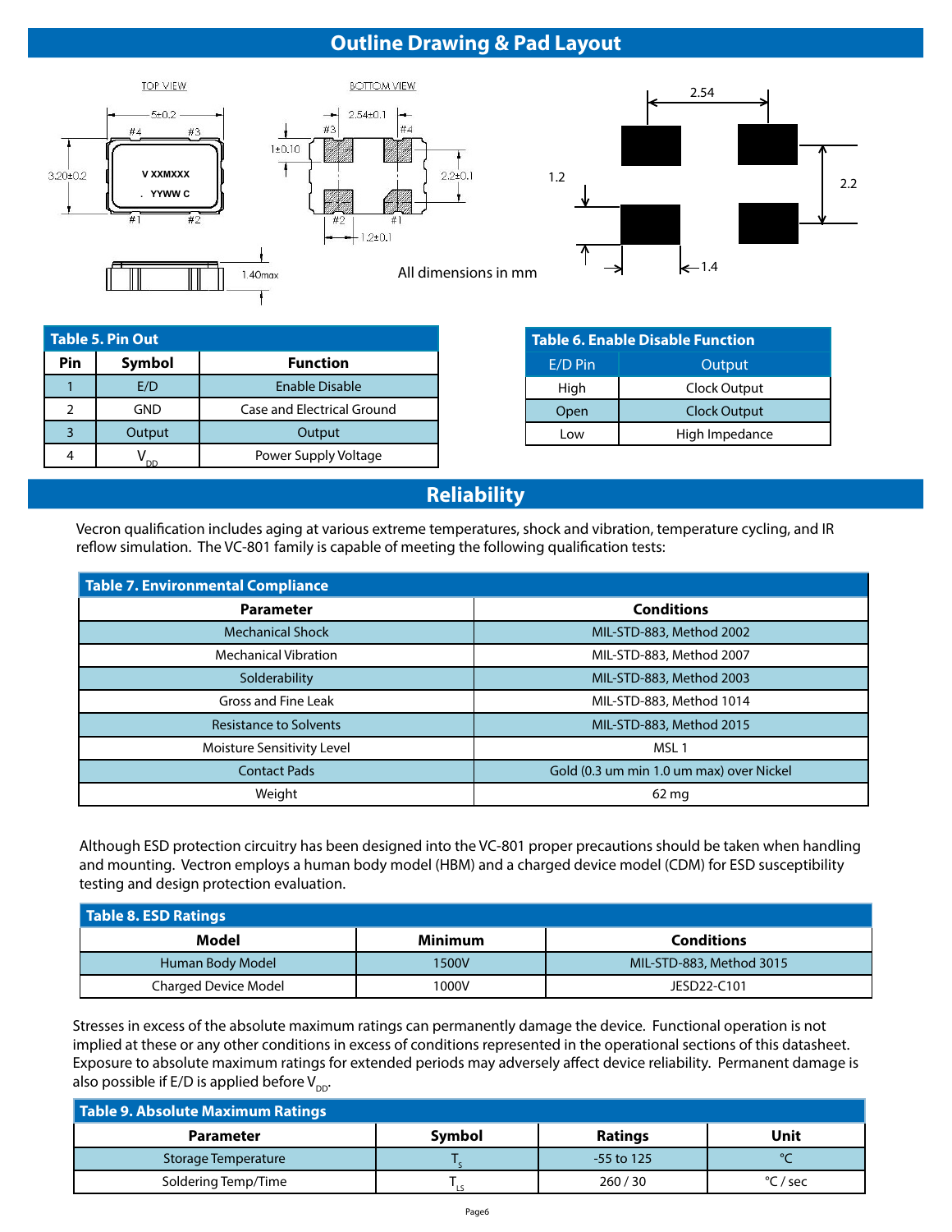## Outline Drawing & Pad Layout

TOP VIEW

BOTTOM VIEW

5±0.2

#4 #3

3.20±0.2

V XXMXXX

YYWW C

#1 #2

2.54±0.1

#3 #4

1±0.10

2.2±0.1

#2 #1

1.2±0.1

1.40max

All dimensions in mm

2.54

1.2

2.2

1.4

**Table 5. Pin Out**

| Pin | Symbol | Function |
|---|---|---|
| 1 | E/D | Enable Disable |
| 2 | GND | Case and Electrical Ground |
| 3 | Output | Output |
| 4 | $V_{DD}$ | Power Supply Voltage |

**Table 6. Enable Disable Function**

| E/D Pin | Output |
|---|---|
| High | Clock Output |
| Open | Clock Output |
| Low | High Impedance |

## Reliability

Vecron qualification includes aging at various extreme temperatures, shock and vibration, temperature cycling, and IR reflow simulation. The VC-801 family is capable of meeting the following qualification tests:

**Table 7. Environmental Compliance**

| Parameter | Conditions |
|---|---|
| Mechanical Shock | MIL-STD-883, Method 2002 |
| Mechanical Vibration | MIL-STD-883, Method 2007 |
| Solderability | MIL-STD-883, Method 2003 |
| Gross and Fine Leak | MIL-STD-883, Method 1014 |
| Resistance to Solvents | MIL-STD-883, Method 2015 |
| Moisture Sensitivity Level | MSL 1 |
| Contact Pads | Gold (0.3 um min 1.0 um max) over Nickel |
| Weight | 62 mg |

Although ESD protection circuitry has been designed into the VC-801 proper precautions should be taken when handling and mounting. Vectron employs a human body model (HBM) and a charged device model (CDM) for ESD susceptibility testing and design protection evaluation.

**Table 8. ESD Ratings**

| Model | Minimum | Conditions |
|---|---|---|
| Human Body Model | 1500V | MIL-STD-883, Method 3015 |
| Charged Device Model | 1000V | JESD22-C101 |

Stresses in excess of the absolute maximum ratings can permanently damage the device. Functional operation is not implied at these or any other conditions in excess of conditions represented in the operational sections of this datasheet. Exposure to absolute maximum ratings for extended periods may adversely affect device reliability. Permanent damage is also possible if E/D is applied before $V_{DD}$.

**Table 9. Absolute Maximum Ratings**

| Parameter | Symbol | Ratings | Unit |
|---|---|---|---|
| Storage Temperature | $T_S$ | -55 to 125 | °C |
| Soldering Temp/Time | $T_{LS}$ | 260 / 30 | °C / sec |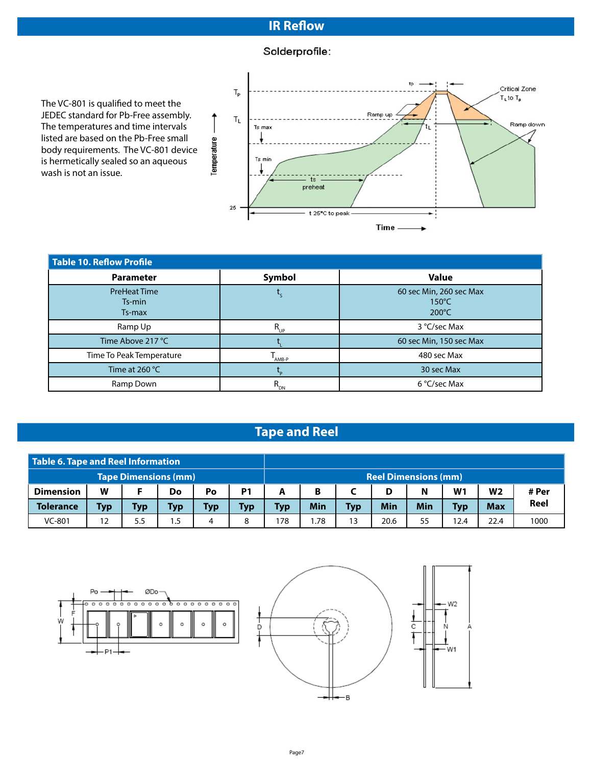## IR Reflow

Solderprofile:

The VC-801 is qualified to meet the JEDEC standard for Pb-Free assembly. The temperatures and time intervals listed are based on the Pb-Free small body requirements. The VC-801 device is hermetically sealed so an aqueous wash is not an issue.

**Table 10. Reflow Profile**

| Parameter | Symbol | Value |
|---|---|---|
| PreHeat Time<br>Ts-min<br>Ts-max | $t_S$ | 60 sec Min, 260 sec Max<br>150°C<br>200°C |
| Ramp Up | $R_{UP}$ | 3 °C/sec Max |
| Time Above 217 °C | $t_L$ | 60 sec Min, 150 sec Max |
| Time To Peak Temperature | $T_{AMB-P}$ | 480 sec Max |
| Time at 260 °C | $t_P$ | 30 sec Max |
| Ramp Down | $R_{DN}$ | 6 °C/sec Max |

## Tape and Reel

**Table 6. Tape and Reel Information**

| Tape Dimensions (mm) | | | | | | Reel Dimensions (mm) | | | | | | | |
|---|---|---|---|---|---|---|---|---|---|---|---|---|---|
| **Dimension** | **W** | **F** | **Do** | **Po** | **P1** | **A** | **B** | **C** | **D** | **N** | **W1** | **W2** | **# Per Reel** |
| **Tolerance** | **Typ** | **Typ** | **Typ** | **Typ** | **Typ** | **Typ** | **Min** | **Typ** | **Min** | **Min** | **Typ** | **Max** | |
| VC-801 | 12 | 5.5 | 1.5 | 4 | 8 | 178 | 1.78 | 13 | 20.6 | 55 | 12.4 | 22.4 | 1000 |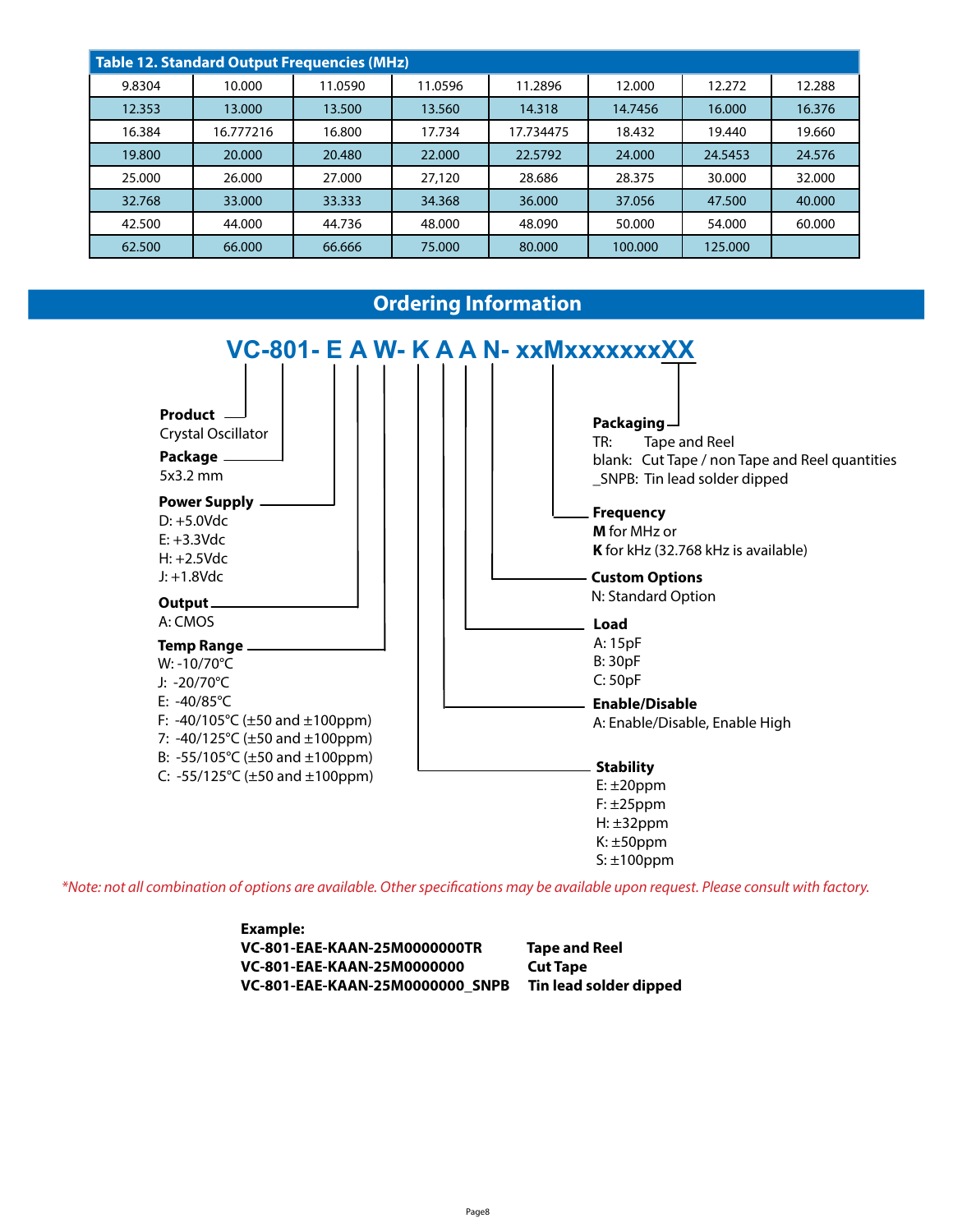| Table 12. Standard Output Frequencies (MHz) | | | | | | | |
|---|---|---|---|---|---|---|---|
| 9.8304 | 10.000 | 11.0590 | 11.0596 | 11.2896 | 12.000 | 12.272 | 12.288 |
| 12.353 | 13.000 | 13.500 | 13.560 | 14.318 | 14.7456 | 16.000 | 16.376 |
| 16.384 | 16.777216 | 16.800 | 17.734 | 17.734475 | 18.432 | 19.440 | 19.660 |
| 19.800 | 20.000 | 20.480 | 22.000 | 22.5792 | 24.000 | 24.5453 | 24.576 |
| 25.000 | 26.000 | 27.000 | 27,120 | 28.686 | 28.375 | 30.000 | 32.000 |
| 32.768 | 33.000 | 33.333 | 34.368 | 36.000 | 37.056 | 47.500 | 40.000 |
| 42.500 | 44.000 | 44.736 | 48.000 | 48.090 | 50.000 | 54.000 | 60.000 |
| 62.500 | 66.000 | 66.666 | 75.000 | 80.000 | 100.000 | 125.000 | |

## Ordering Information

**VC-801- E A W- K A A N- xxMxxxxxxxXX**

**Product**
Crystal Oscillator

**Package**
5x3.2 mm

**Power Supply**
D: +5.0Vdc
E: +3.3Vdc
H: +2.5Vdc
J: +1.8Vdc

**Output**
A: CMOS

**Temp Range**
W: -10/70°C
J: -20/70°C
E: -40/85°C
F: -40/105°C (±50 and ±100ppm)
7: -40/125°C (±50 and ±100ppm)
B: -55/105°C (±50 and ±100ppm)
C: -55/125°C (±50 and ±100ppm)

**Packaging**
TR: Tape and Reel
blank: Cut Tape / non Tape and Reel quantities
_SNPB: Tin lead solder dipped

**Frequency**
**M** for MHz or
**K** for kHz (32.768 kHz is available)

**Custom Options**
N: Standard Option

**Load**
A: 15pF
B: 30pF
C: 50pF

**Enable/Disable**
A: Enable/Disable, Enable High

**Stability**
E: ±20ppm
F: ±25ppm
H: ±32ppm
K: ±50ppm
S: ±100ppm

*\*Note: not all combination of options are available. Other specifications may be available upon request. Please consult with factory.*

**Example:**

| | |
|---|---|
| **VC-801-EAE-KAAN-25M0000000TR** | **Tape and Reel** |
| **VC-801-EAE-KAAN-25M0000000** | **Cut Tape** |
| **VC-801-EAE-KAAN-25M0000000_SNPB** | **Tin lead solder dipped** |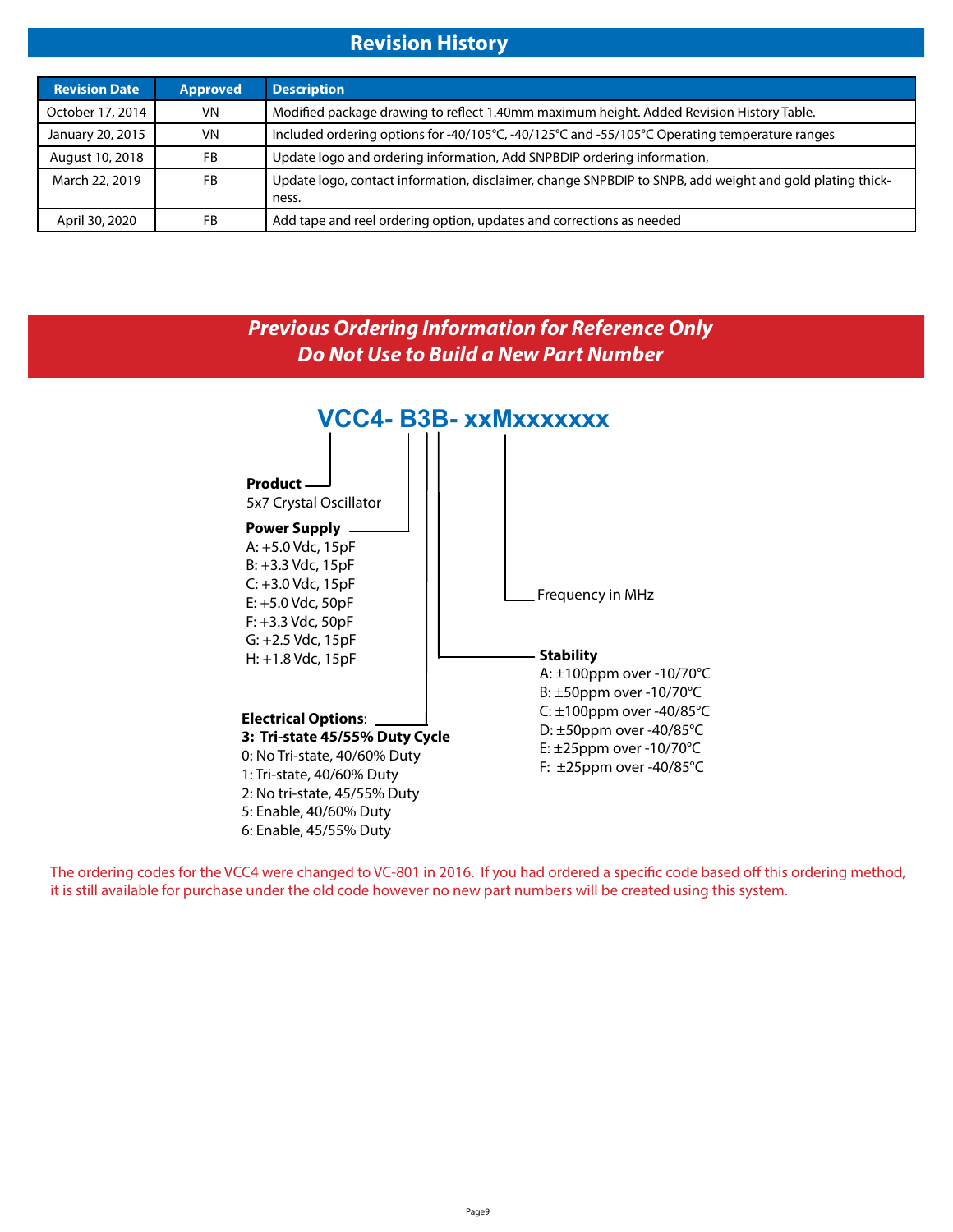## Revision History

| Revision Date | Approved | Description |
|---|---|---|
| October 17, 2014 | VN | Modified package drawing to reflect 1.40mm maximum height. Added Revision History Table. |
| January 20, 2015 | VN | Included ordering options for -40/105°C, -40/125°C and -55/105°C Operating temperature ranges |
| August 10, 2018 | FB | Update logo and ordering information, Add SNPBDIP ordering information, |
| March 22, 2019 | FB | Update logo, contact information, disclaimer, change SNPBDIP to SNPB, add weight and gold plating thickness. |
| April 30, 2020 | FB | Add tape and reel ordering option, updates and corrections as needed |

## *Previous Ordering Information for Reference Only*
## *Do Not Use to Build a New Part Number*

**VCC4- B3B- xxMxxxxxxx**

**Product**
5x7 Crystal Oscillator

**Power Supply**
- A: +5.0 Vdc, 15pF
- B: +3.3 Vdc, 15pF
- C: +3.0 Vdc, 15pF
- E: +5.0 Vdc, 50pF
- F: +3.3 Vdc, 50pF
- G: +2.5 Vdc, 15pF
- H: +1.8 Vdc, 15pF

**Electrical Options**:
**3: Tri-state 45/55% Duty Cycle**
- 0: No Tri-state, 40/60% Duty
- 1: Tri-state, 40/60% Duty
- 2: No tri-state, 45/55% Duty
- 5: Enable, 40/60% Duty
- 6: Enable, 45/55% Duty

**Stability**
- A: ±100ppm over -10/70°C
- B: ±50ppm over -10/70°C
- C: ±100ppm over -40/85°C
- D: ±50ppm over -40/85°C
- E: ±25ppm over -10/70°C
- F: ±25ppm over -40/85°C

Frequency in MHz

The ordering codes for the VCC4 were changed to VC-801 in 2016. If you had ordered a specific code based off this ordering method, it is still available for purchase under the old code however no new part numbers will be created using this system.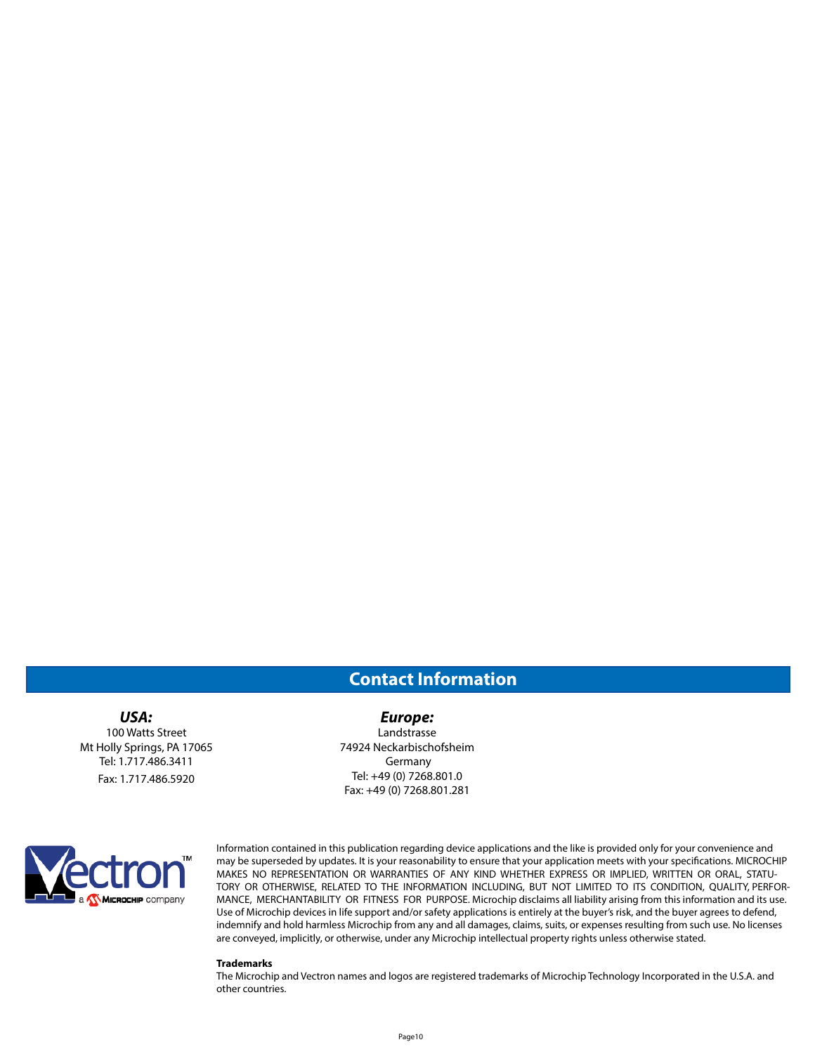## Contact Information

***USA:***
100 Watts Street
Mt Holly Springs, PA 17065
Tel: 1.717.486.3411
Fax: 1.717.486.5920

***Europe:***
Landstrasse
74924 Neckarbischofsheim
Germany
Tel: +49 (0) 7268.801.0
Fax: +49 (0) 7268.801.281

Information contained in this publication regarding device applications and the like is provided only for your convenience and may be superseded by updates. It is your reasonability to ensure that your application meets with your specifications. MICROCHIP MAKES NO REPRESENTATION OR WARRANTIES OF ANY KIND WHETHER EXPRESS OR IMPLIED, WRITTEN OR ORAL, STATUTORY OR OTHERWISE, RELATED TO THE INFORMATION INCLUDING, BUT NOT LIMITED TO ITS CONDITION, QUALITY, PERFORMANCE, MERCHANTABILITY OR FITNESS FOR PURPOSE. Microchip disclaims all liability arising from this information and its use. Use of Microchip devices in life support and/or safety applications is entirely at the buyer's risk, and the buyer agrees to defend, indemnify and hold harmless Microchip from any and all damages, claims, suits, or expenses resulting from such use. No licenses are conveyed, implicitly, or otherwise, under any Microchip intellectual property rights unless otherwise stated.

**Trademarks**
The Microchip and Vectron names and logos are registered trademarks of Microchip Technology Incorporated in the U.S.A. and other countries.